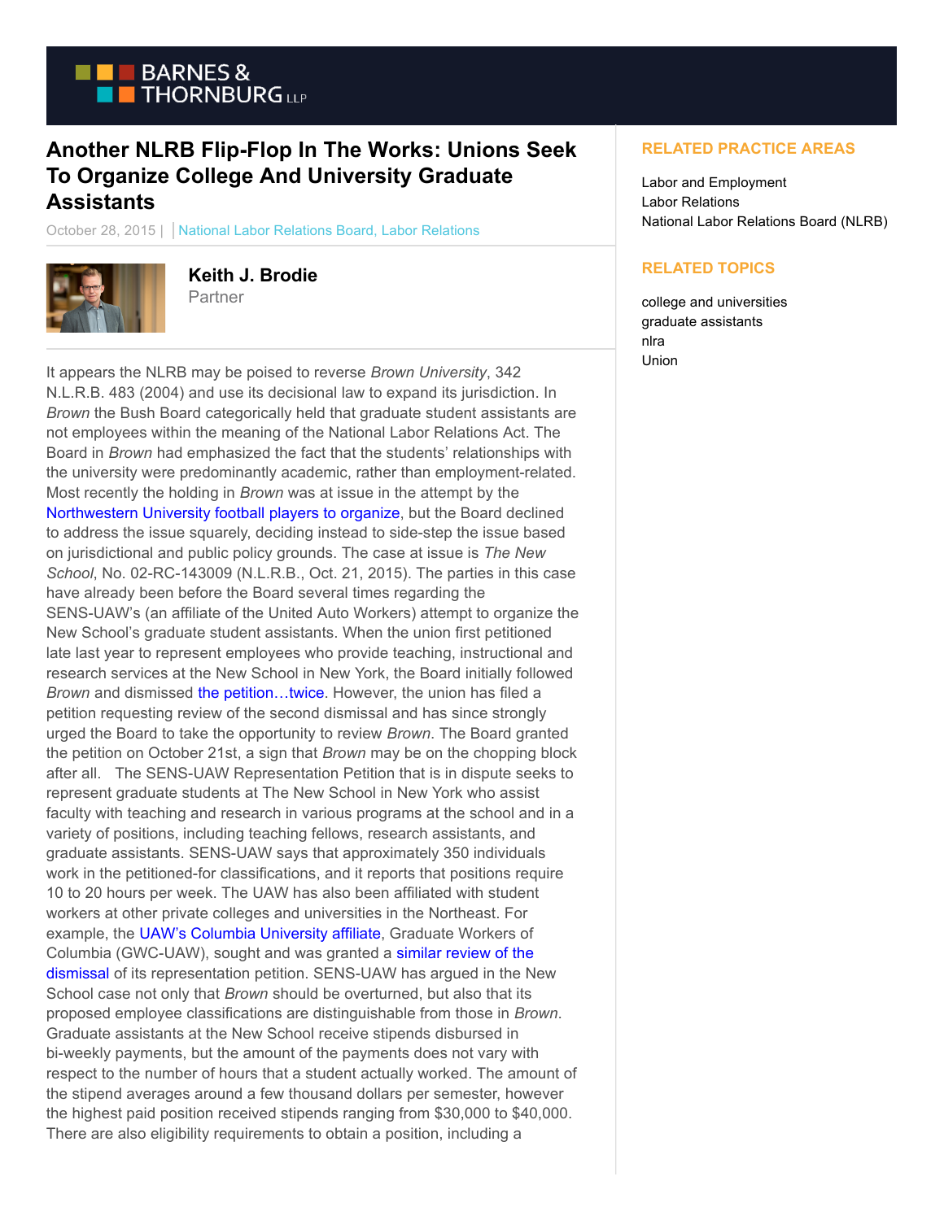# Another NLRB Flip-Flop In The Works: Unions Seek To Organize College And University Graduate Assistants

October 28, 2015 | National Labor Relations Board, Labor Relations

**Keith J. Brodie**
Partner

It appears the NLRB may be poised to reverse *Brown University*, 342 N.L.R.B. 483 (2004) and use its decisional law to expand its jurisdiction. In *Brown* the Bush Board categorically held that graduate student assistants are not employees within the meaning of the National Labor Relations Act. The Board in *Brown* had emphasized the fact that the students' relationships with the university were predominantly academic, rather than employment-related. Most recently the holding in *Brown* was at issue in the attempt by the Northwestern University football players to organize, but the Board declined to address the issue squarely, deciding instead to side-step the issue based on jurisdictional and public policy grounds. The case at issue is *The New School*, No. 02-RC-143009 (N.L.R.B., Oct. 21, 2015). The parties in this case have already been before the Board several times regarding the SENS-UAW's (an affiliate of the United Auto Workers) attempt to organize the New School's graduate student assistants. When the union first petitioned late last year to represent employees who provide teaching, instructional and research services at the New School in New York, the Board initially followed *Brown* and dismissed the petition…twice. However, the union has filed a petition requesting review of the second dismissal and has since strongly urged the Board to take the opportunity to review *Brown*. The Board granted the petition on October 21st, a sign that *Brown* may be on the chopping block after all. The SENS-UAW Representation Petition that is in dispute seeks to represent graduate students at The New School in New York who assist faculty with teaching and research in various programs at the school and in a variety of positions, including teaching fellows, research assistants, and graduate assistants. SENS-UAW says that approximately 350 individuals work in the petitioned-for classifications, and it reports that positions require 10 to 20 hours per week. The UAW has also been affiliated with student workers at other private colleges and universities in the Northeast. For example, the UAW's Columbia University affiliate, Graduate Workers of Columbia (GWC-UAW), sought and was granted a similar review of the dismissal of its representation petition. SENS-UAW has argued in the New School case not only that *Brown* should be overturned, but also that its proposed employee classifications are distinguishable from those in *Brown.* Graduate assistants at the New School receive stipends disbursed in bi-weekly payments, but the amount of the payments does not vary with respect to the number of hours that a student actually worked. The amount of the stipend averages around a few thousand dollars per semester, however the highest paid position received stipends ranging from $30,000 to $40,000. There are also eligibility requirements to obtain a position, including a

## RELATED PRACTICE AREAS

Labor and Employment
Labor Relations
National Labor Relations Board (NLRB)

## RELATED TOPICS

college and universities
graduate assistants
nlra
Union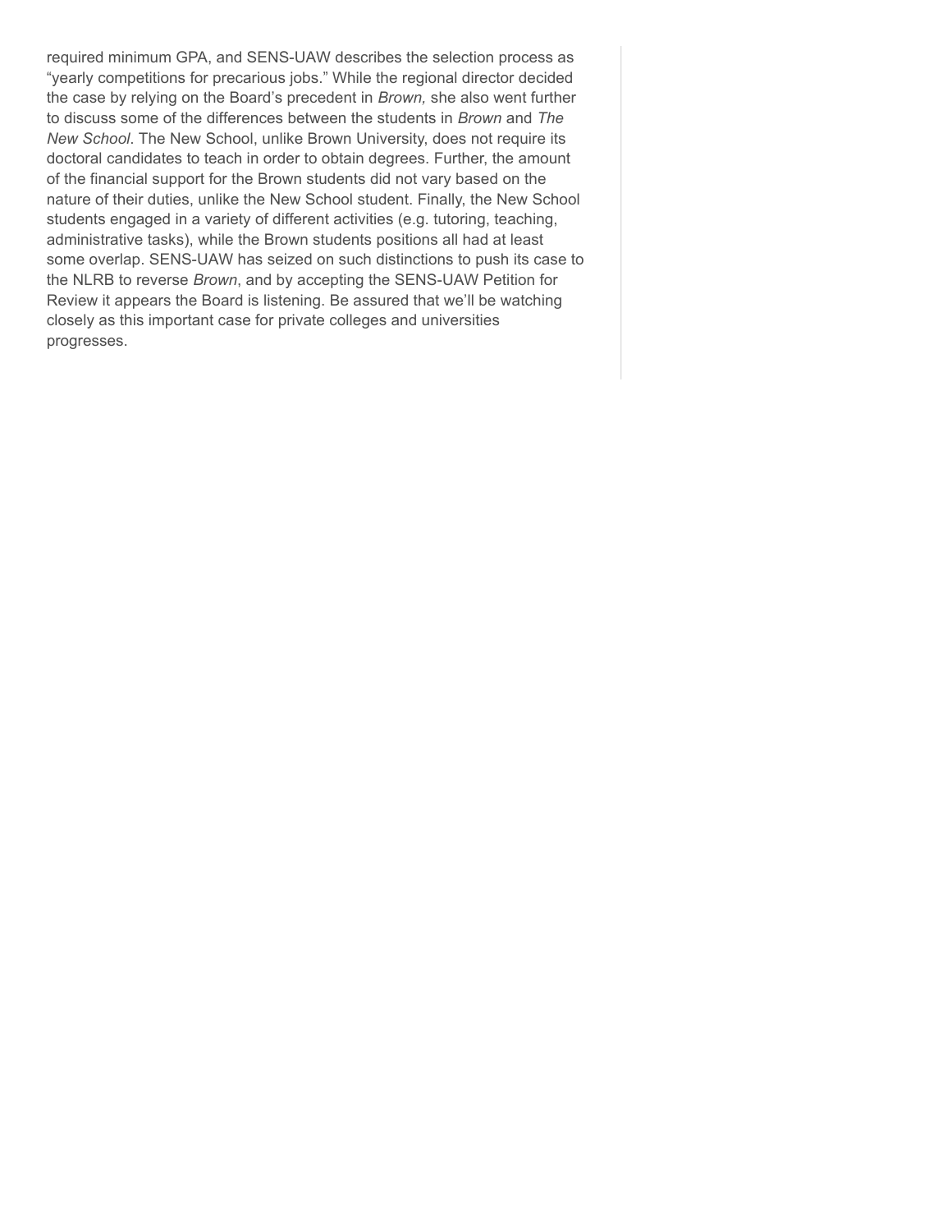required minimum GPA, and SENS-UAW describes the selection process as "yearly competitions for precarious jobs." While the regional director decided the case by relying on the Board's precedent in *Brown,* she also went further to discuss some of the differences between the students in *Brown* and *The New School*. The New School, unlike Brown University, does not require its doctoral candidates to teach in order to obtain degrees. Further, the amount of the financial support for the Brown students did not vary based on the nature of their duties, unlike the New School student. Finally, the New School students engaged in a variety of different activities (e.g. tutoring, teaching, administrative tasks), while the Brown students positions all had at least some overlap. SENS-UAW has seized on such distinctions to push its case to the NLRB to reverse *Brown*, and by accepting the SENS-UAW Petition for Review it appears the Board is listening. Be assured that we'll be watching closely as this important case for private colleges and universities progresses.